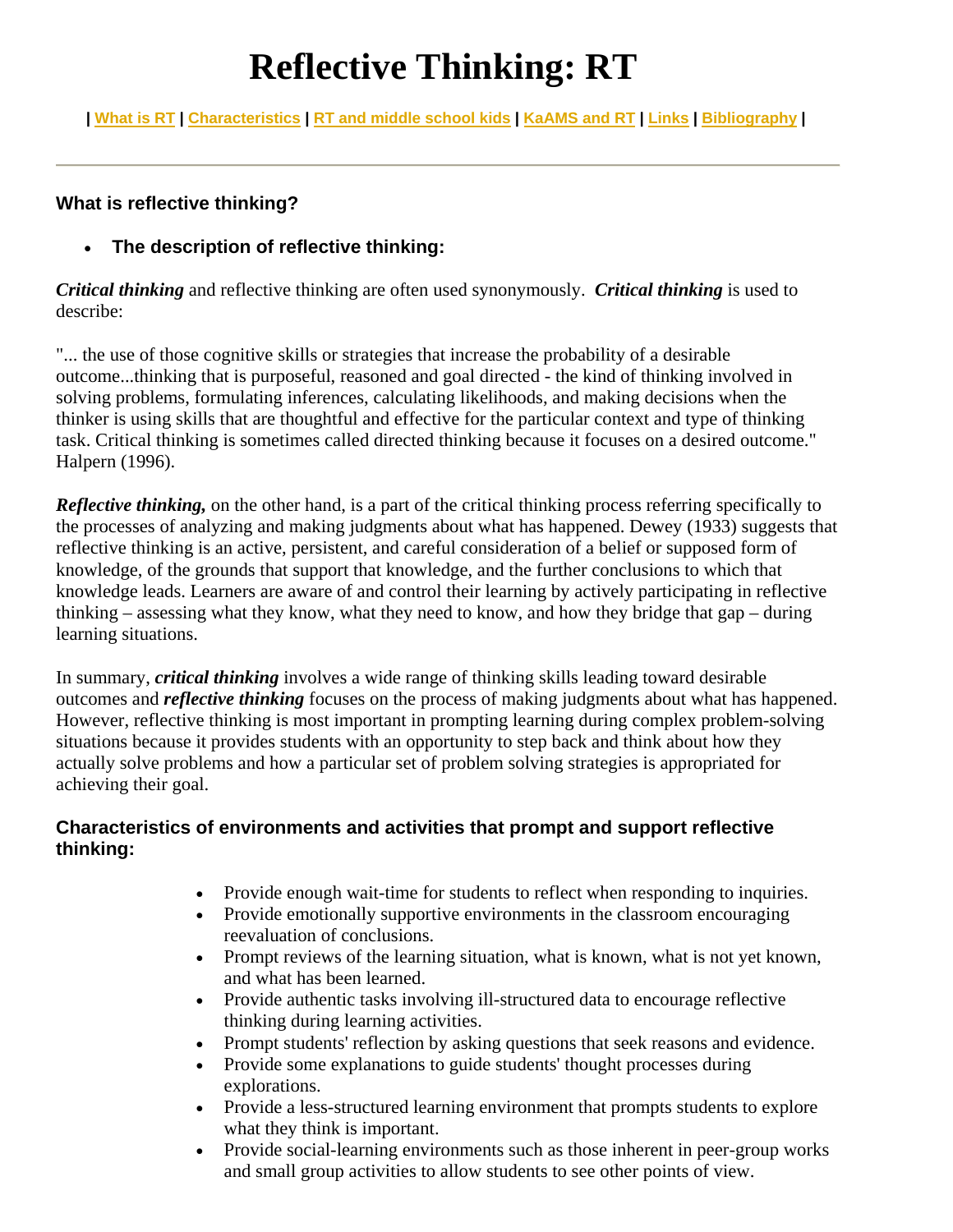# Reflective Thinking: RT

| What is RT | Characteristics | RT and middle school kids | KaAMS and RT | Links | Bibliography |

---

### What is reflective thinking?

- **The description of reflective thinking:**

***Critical thinking*** and reflective thinking are often used synonymously. ***Critical thinking*** is used to describe:

"... the use of those cognitive skills or strategies that increase the probability of a desirable outcome...thinking that is purposeful, reasoned and goal directed - the kind of thinking involved in solving problems, formulating inferences, calculating likelihoods, and making decisions when the thinker is using skills that are thoughtful and effective for the particular context and type of thinking task. Critical thinking is sometimes called directed thinking because it focuses on a desired outcome." Halpern (1996).

***Reflective thinking,*** on the other hand, is a part of the critical thinking process referring specifically to the processes of analyzing and making judgments about what has happened. Dewey (1933) suggests that reflective thinking is an active, persistent, and careful consideration of a belief or supposed form of knowledge, of the grounds that support that knowledge, and the further conclusions to which that knowledge leads. Learners are aware of and control their learning by actively participating in reflective thinking – assessing what they know, what they need to know, and how they bridge that gap – during learning situations.

In summary, ***critical thinking*** involves a wide range of thinking skills leading toward desirable outcomes and ***reflective thinking*** focuses on the process of making judgments about what has happened. However, reflective thinking is most important in prompting learning during complex problem-solving situations because it provides students with an opportunity to step back and think about how they actually solve problems and how a particular set of problem solving strategies is appropriated for achieving their goal.

### Characteristics of environments and activities that prompt and support reflective thinking:

- Provide enough wait-time for students to reflect when responding to inquiries.
- Provide emotionally supportive environments in the classroom encouraging reevaluation of conclusions.
- Prompt reviews of the learning situation, what is known, what is not yet known, and what has been learned.
- Provide authentic tasks involving ill-structured data to encourage reflective thinking during learning activities.
- Prompt students' reflection by asking questions that seek reasons and evidence.
- Provide some explanations to guide students' thought processes during explorations.
- Provide a less-structured learning environment that prompts students to explore what they think is important.
- Provide social-learning environments such as those inherent in peer-group works and small group activities to allow students to see other points of view.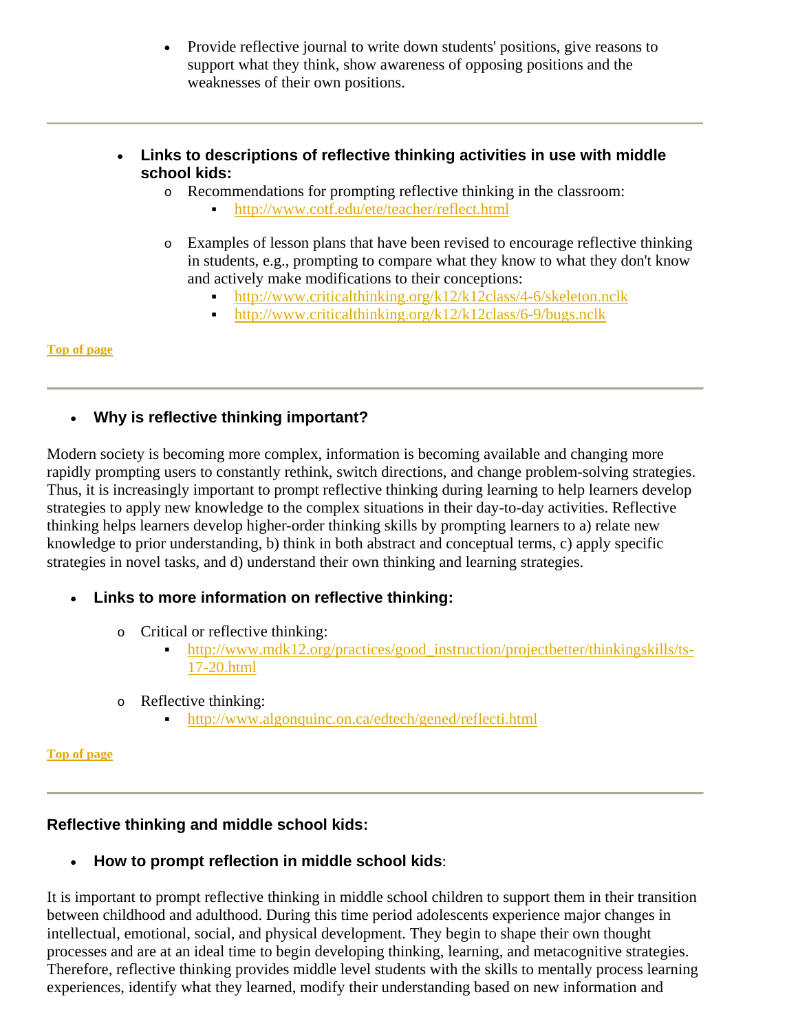- Provide reflective journal to write down students' positions, give reasons to support what they think, show awareness of opposing positions and the weaknesses of their own positions.

---

- **Links to descriptions of reflective thinking activities in use with middle school kids:**
  - Recommendations for prompting reflective thinking in the classroom:
    - http://www.cotf.edu/ete/teacher/reflect.html
  - Examples of lesson plans that have been revised to encourage reflective thinking in students, e.g., prompting to compare what they know to what they don't know and actively make modifications to their conceptions:
    - http://www.criticalthinking.org/k12/k12class/4-6/skeleton.nclk
    - http://www.criticalthinking.org/k12/k12class/6-9/bugs.nclk

**Top of page**

---

- **Why is reflective thinking important?**

Modern society is becoming more complex, information is becoming available and changing more rapidly prompting users to constantly rethink, switch directions, and change problem-solving strategies. Thus, it is increasingly important to prompt reflective thinking during learning to help learners develop strategies to apply new knowledge to the complex situations in their day-to-day activities. Reflective thinking helps learners develop higher-order thinking skills by prompting learners to a) relate new knowledge to prior understanding, b) think in both abstract and conceptual terms, c) apply specific strategies in novel tasks, and d) understand their own thinking and learning strategies.

- **Links to more information on reflective thinking:**
  - Critical or reflective thinking:
    - http://www.mdk12.org/practices/good_instruction/projectbetter/thinkingskills/ts-17-20.html
  - Reflective thinking:
    - http://www.algonquinc.on.ca/edtech/gened/reflecti.html

**Top of page**

---

### Reflective thinking and middle school kids:

- **How to prompt reflection in middle school kids**:

It is important to prompt reflective thinking in middle school children to support them in their transition between childhood and adulthood. During this time period adolescents experience major changes in intellectual, emotional, social, and physical development. They begin to shape their own thought processes and are at an ideal time to begin developing thinking, learning, and metacognitive strategies. Therefore, reflective thinking provides middle level students with the skills to mentally process learning experiences, identify what they learned, modify their understanding based on new information and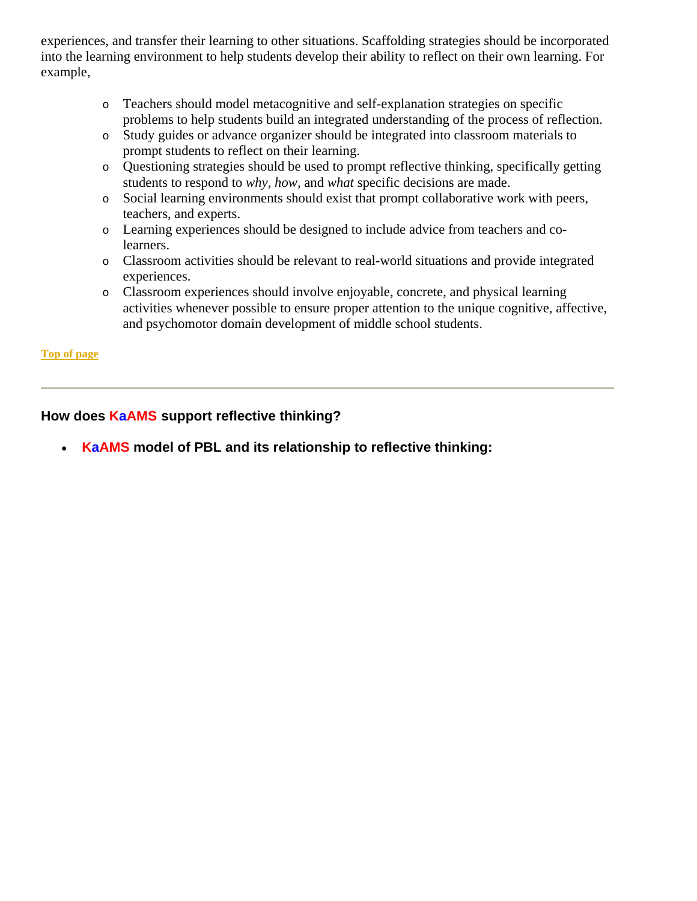experiences, and transfer their learning to other situations. Scaffolding strategies should be incorporated into the learning environment to help students develop their ability to reflect on their own learning. For example,

- Teachers should model metacognitive and self-explanation strategies on specific problems to help students build an integrated understanding of the process of reflection.
- Study guides or advance organizer should be integrated into classroom materials to prompt students to reflect on their learning.
- Questioning strategies should be used to prompt reflective thinking, specifically getting students to respond to *why, how,* and *what* specific decisions are made.
- Social learning environments should exist that prompt collaborative work with peers, teachers, and experts.
- Learning experiences should be designed to include advice from teachers and co-learners.
- Classroom activities should be relevant to real-world situations and provide integrated experiences.
- Classroom experiences should involve enjoyable, concrete, and physical learning activities whenever possible to ensure proper attention to the unique cognitive, affective, and psychomotor domain development of middle school students.

Top of page

---

### How does KaAMS support reflective thinking?

- **KaAMS model of PBL and its relationship to reflective thinking:**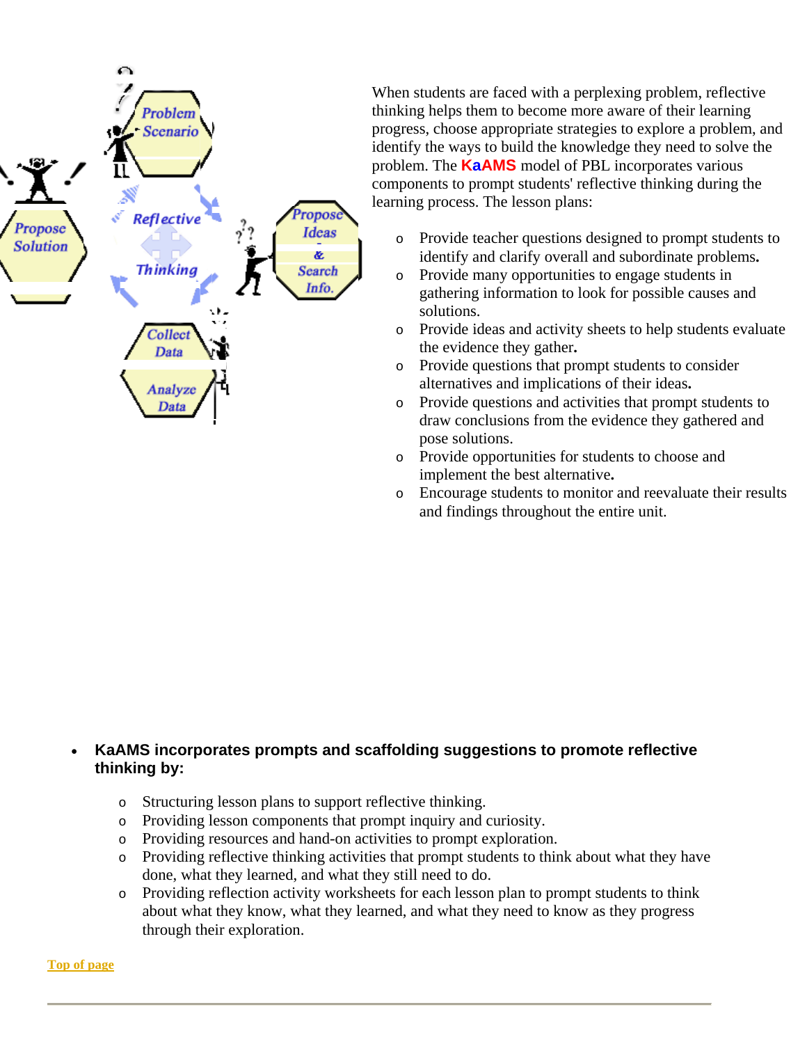Problem Scenario

Propose Solution

Reflective Thinking

Propose Ideas & Search Info.

Collect Data

Analyze Data

When students are faced with a perplexing problem, reflective thinking helps them to become more aware of their learning progress, choose appropriate strategies to explore a problem, and identify the ways to build the knowledge they need to solve the problem. The **KaAMS** model of PBL incorporates various components to prompt students' reflective thinking during the learning process. The lesson plans:

- Provide teacher questions designed to prompt students to identify and clarify overall and subordinate problems.
- Provide many opportunities to engage students in gathering information to look for possible causes and solutions.
- Provide ideas and activity sheets to help students evaluate the evidence they gather.
- Provide questions that prompt students to consider alternatives and implications of their ideas.
- Provide questions and activities that prompt students to draw conclusions from the evidence they gathered and pose solutions.
- Provide opportunities for students to choose and implement the best alternative.
- Encourage students to monitor and reevaluate their results and findings throughout the entire unit.

- **KaAMS incorporates prompts and scaffolding suggestions to promote reflective thinking by:**
  - Structuring lesson plans to support reflective thinking.
  - Providing lesson components that prompt inquiry and curiosity.
  - Providing resources and hand-on activities to prompt exploration.
  - Providing reflective thinking activities that prompt students to think about what they have done, what they learned, and what they still need to do.
  - Providing reflection activity worksheets for each lesson plan to prompt students to think about what they know, what they learned, and what they need to know as they progress through their exploration.

Top of page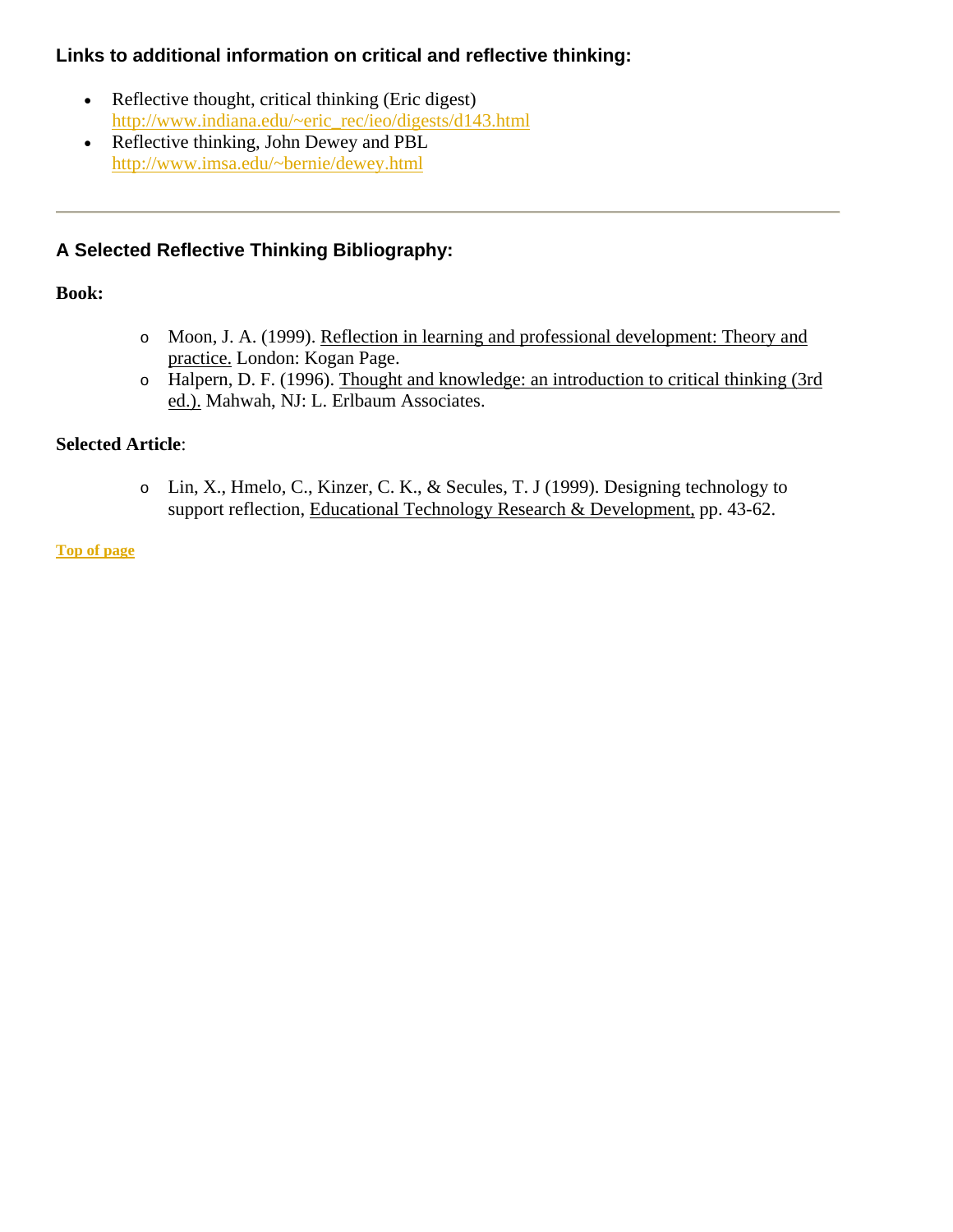### Links to additional information on critical and reflective thinking:

- Reflective thought, critical thinking (Eric digest) http://www.indiana.edu/~eric_rec/ieo/digests/d143.html
- Reflective thinking, John Dewey and PBL http://www.imsa.edu/~bernie/dewey.html

---

### A Selected Reflective Thinking Bibliography:

**Book:**

- Moon, J. A. (1999). Reflection in learning and professional development: Theory and practice. London: Kogan Page.
- Halpern, D. F. (1996). Thought and knowledge: an introduction to critical thinking (3rd ed.). Mahwah, NJ: L. Erlbaum Associates.

**Selected Article**:

- Lin, X., Hmelo, C., Kinzer, C. K., & Secules, T. J (1999). Designing technology to support reflection, Educational Technology Research & Development, pp. 43-62.

**Top of page**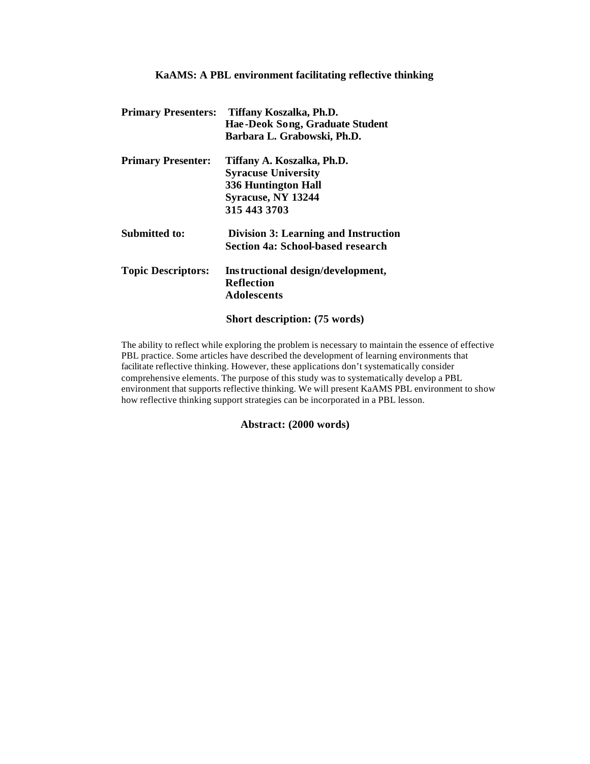## KaAMS: A PBL environment facilitating reflective thinking

**Primary Presenters:** **Tiffany Koszalka, Ph.D.**
**Hae-Deok Song, Graduate Student**
**Barbara L. Grabowski, Ph.D.**

**Primary Presenter:** **Tiffany A. Koszalka, Ph.D.**
**Syracuse University**
**336 Huntington Hall**
**Syracuse, NY 13244**
**315 443 3703**

**Submitted to:** **Division 3: Learning and Instruction**
**Section 4a: School-based research**

**Topic Descriptors:** **Instructional design/development,**
**Reflection**
**Adolescents**

### Short description: (75 words)

The ability to reflect while exploring the problem is necessary to maintain the essence of effective PBL practice. Some articles have described the development of learning environments that facilitate reflective thinking. However, these applications don't systematically consider comprehensive elements. The purpose of this study was to systematically develop a PBL environment that supports reflective thinking. We will present KaAMS PBL environment to show how reflective thinking support strategies can be incorporated in a PBL lesson.

### Abstract: (2000 words)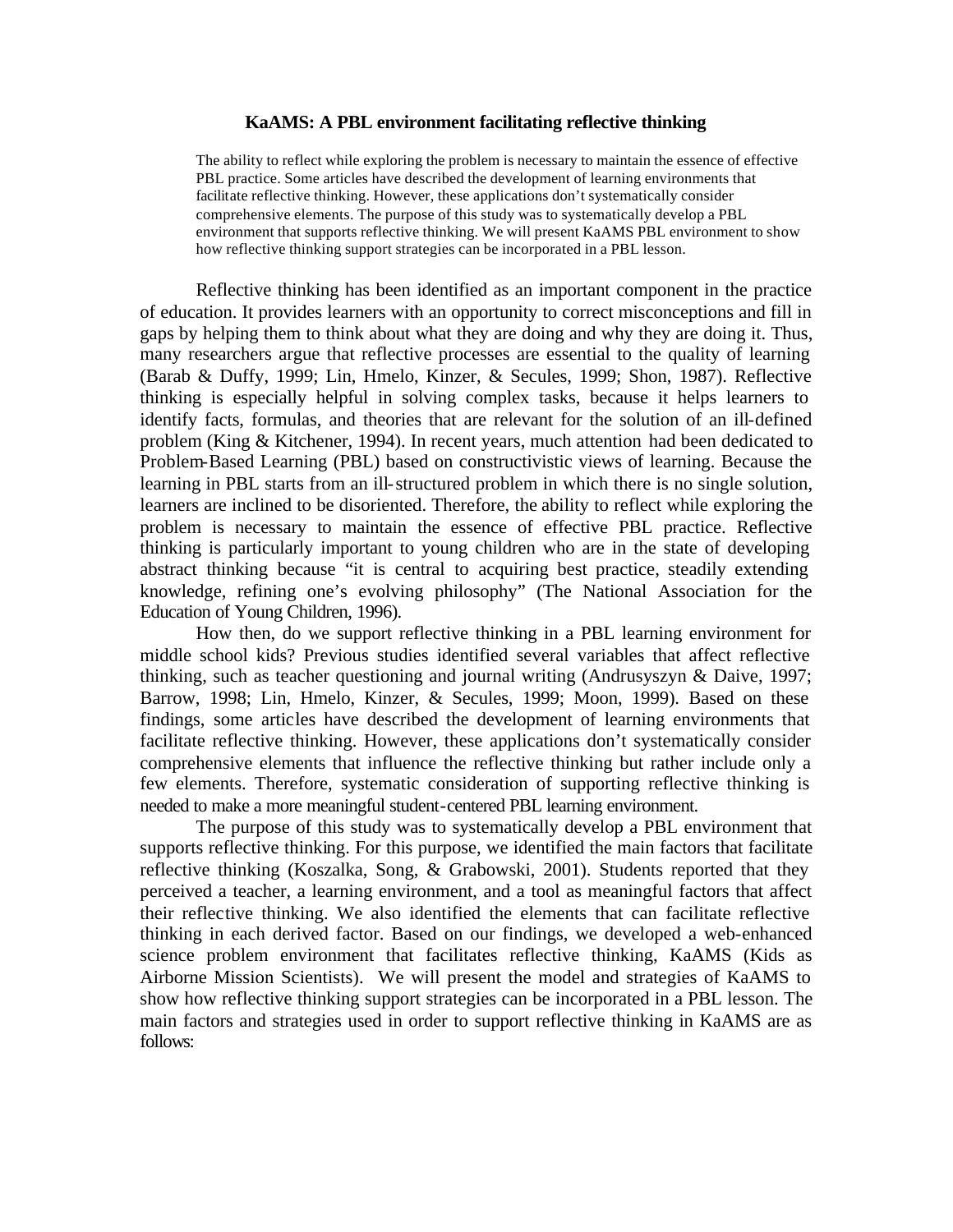# KaAMS: A PBL environment facilitating reflective thinking

The ability to reflect while exploring the problem is necessary to maintain the essence of effective PBL practice. Some articles have described the development of learning environments that facilitate reflective thinking. However, these applications don't systematically consider comprehensive elements. The purpose of this study was to systematically develop a PBL environment that supports reflective thinking. We will present KaAMS PBL environment to show how reflective thinking support strategies can be incorporated in a PBL lesson.

Reflective thinking has been identified as an important component in the practice of education. It provides learners with an opportunity to correct misconceptions and fill in gaps by helping them to think about what they are doing and why they are doing it. Thus, many researchers argue that reflective processes are essential to the quality of learning (Barab & Duffy, 1999; Lin, Hmelo, Kinzer, & Secules, 1999; Shon, 1987). Reflective thinking is especially helpful in solving complex tasks, because it helps learners to identify facts, formulas, and theories that are relevant for the solution of an ill-defined problem (King & Kitchener, 1994). In recent years, much attention had been dedicated to Problem-Based Learning (PBL) based on constructivistic views of learning. Because the learning in PBL starts from an ill-structured problem in which there is no single solution, learners are inclined to be disoriented. Therefore, the ability to reflect while exploring the problem is necessary to maintain the essence of effective PBL practice. Reflective thinking is particularly important to young children who are in the state of developing abstract thinking because "it is central to acquiring best practice, steadily extending knowledge, refining one's evolving philosophy" (The National Association for the Education of Young Children, 1996).

How then, do we support reflective thinking in a PBL learning environment for middle school kids? Previous studies identified several variables that affect reflective thinking, such as teacher questioning and journal writing (Andrusyszyn & Daive, 1997; Barrow, 1998; Lin, Hmelo, Kinzer, & Secules, 1999; Moon, 1999). Based on these findings, some articles have described the development of learning environments that facilitate reflective thinking. However, these applications don't systematically consider comprehensive elements that influence the reflective thinking but rather include only a few elements. Therefore, systematic consideration of supporting reflective thinking is needed to make a more meaningful student-centered PBL learning environment.

The purpose of this study was to systematically develop a PBL environment that supports reflective thinking. For this purpose, we identified the main factors that facilitate reflective thinking (Koszalka, Song, & Grabowski, 2001). Students reported that they perceived a teacher, a learning environment, and a tool as meaningful factors that affect their reflective thinking. We also identified the elements that can facilitate reflective thinking in each derived factor. Based on our findings, we developed a web-enhanced science problem environment that facilitates reflective thinking, KaAMS (Kids as Airborne Mission Scientists). We will present the model and strategies of KaAMS to show how reflective thinking support strategies can be incorporated in a PBL lesson. The main factors and strategies used in order to support reflective thinking in KaAMS are as follows: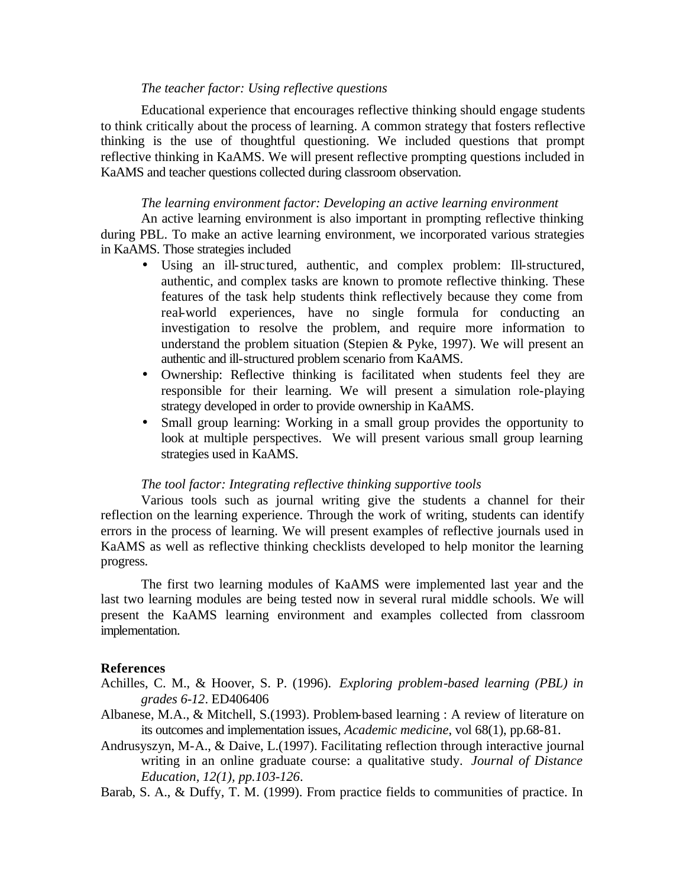*The teacher factor: Using reflective questions*

Educational experience that encourages reflective thinking should engage students to think critically about the process of learning. A common strategy that fosters reflective thinking is the use of thoughtful questioning. We included questions that prompt reflective thinking in KaAMS. We will present reflective prompting questions included in KaAMS and teacher questions collected during classroom observation.

*The learning environment factor: Developing an active learning environment*

An active learning environment is also important in prompting reflective thinking during PBL. To make an active learning environment, we incorporated various strategies in KaAMS. Those strategies included

- Using an ill-structured, authentic, and complex problem: Ill-structured, authentic, and complex tasks are known to promote reflective thinking. These features of the task help students think reflectively because they come from real-world experiences, have no single formula for conducting an investigation to resolve the problem, and require more information to understand the problem situation (Stepien & Pyke, 1997). We will present an authentic and ill-structured problem scenario from KaAMS.
- Ownership: Reflective thinking is facilitated when students feel they are responsible for their learning. We will present a simulation role-playing strategy developed in order to provide ownership in KaAMS.
- Small group learning: Working in a small group provides the opportunity to look at multiple perspectives. We will present various small group learning strategies used in KaAMS.

*The tool factor: Integrating reflective thinking supportive tools*

Various tools such as journal writing give the students a channel for their reflection on the learning experience. Through the work of writing, students can identify errors in the process of learning. We will present examples of reflective journals used in KaAMS as well as reflective thinking checklists developed to help monitor the learning progress.

The first two learning modules of KaAMS were implemented last year and the last two learning modules are being tested now in several rural middle schools. We will present the KaAMS learning environment and examples collected from classroom implementation.

**References**

Achilles, C. M., & Hoover, S. P. (1996). *Exploring problem-based learning (PBL) in grades 6-12*. ED406406

Albanese, M.A., & Mitchell, S.(1993). Problem-based learning : A review of literature on its outcomes and implementation issues, *Academic medicine*, vol 68(1), pp.68-81.

Andrusyszyn, M-A., & Daive, L.(1997). Facilitating reflection through interactive journal writing in an online graduate course: a qualitative study. *Journal of Distance Education, 12(1), pp.103-126*.

Barab, S. A., & Duffy, T. M. (1999). From practice fields to communities of practice. In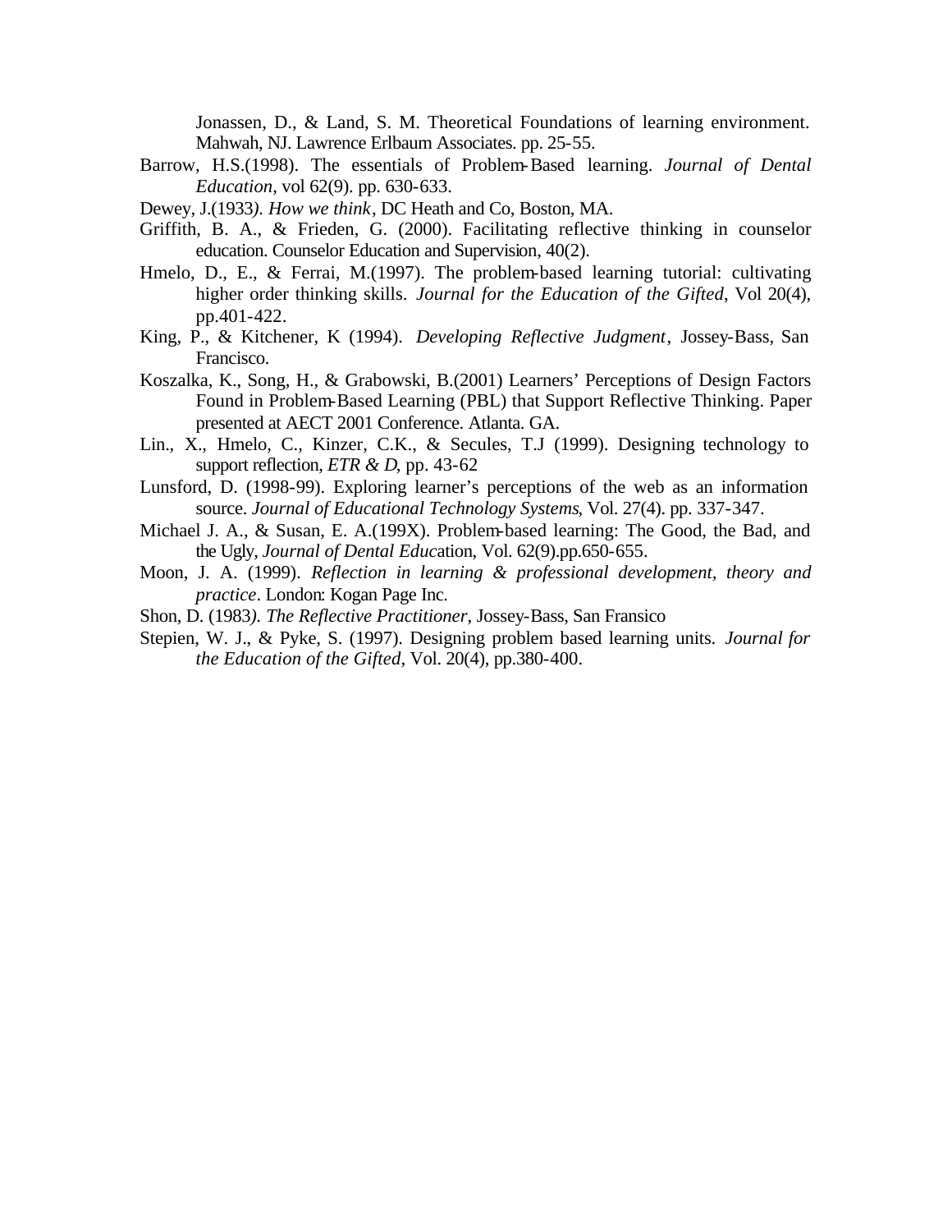Jonassen, D., & Land, S. M. Theoretical Foundations of learning environment. Mahwah, NJ. Lawrence Erlbaum Associates. pp. 25-55.

Barrow, H.S.(1998). The essentials of Problem-Based learning. *Journal of Dental Education*, vol 62(9). pp. 630-633.

Dewey, J.(1933*). How we think*, DC Heath and Co, Boston, MA.

Griffith, B. A., & Frieden, G. (2000). Facilitating reflective thinking in counselor education. Counselor Education and Supervision, 40(2).

Hmelo, D., E., & Ferrai, M.(1997). The problem-based learning tutorial: cultivating higher order thinking skills. *Journal for the Education of the Gifted*, Vol 20(4), pp.401-422.

King, P., & Kitchener, K (1994). *Developing Reflective Judgment*, Jossey-Bass, San Francisco.

Koszalka, K., Song, H., & Grabowski, B.(2001) Learners' Perceptions of Design Factors Found in Problem-Based Learning (PBL) that Support Reflective Thinking. Paper presented at AECT 2001 Conference. Atlanta. GA.

Lin., X., Hmelo, C., Kinzer, C.K., & Secules, T.J (1999). Designing technology to support reflection, *ETR & D*, pp. 43-62

Lunsford, D. (1998-99). Exploring learner's perceptions of the web as an information source. *Journal of Educational Technology Systems*, Vol. 27(4). pp. 337-347.

Michael J. A., & Susan, E. A.(199X). Problem-based learning: The Good, the Bad, and the Ugly, *Journal of Dental Educ*ation, Vol. 62(9).pp.650-655.

Moon, J. A. (1999). *Reflection in learning & professional development, theory and practice*. London: Kogan Page Inc.

Shon, D. (1983*). The Reflective Practitioner*, Jossey-Bass, San Fransico

Stepien, W. J., & Pyke, S. (1997). Designing problem based learning units. *Journal for the Education of the Gifted*, Vol. 20(4), pp.380-400.